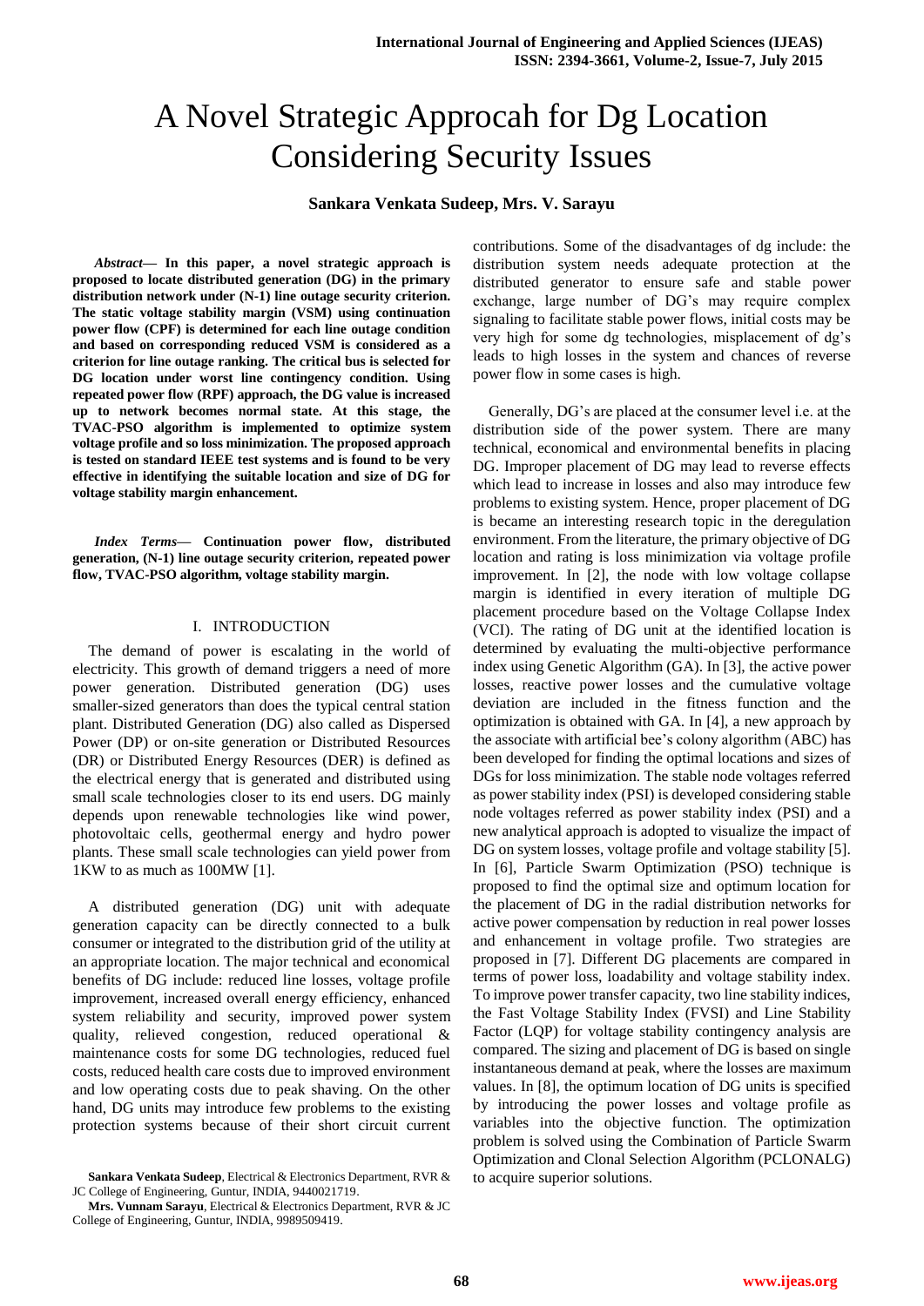# A Novel Strategic Approcah for Dg Location Considering Security Issues

**Sankara Venkata Sudeep, Mrs. V. Sarayu**

***Abstract*— In this paper, a novel strategic approach is proposed to locate distributed generation (DG) in the primary distribution network under (N-1) line outage security criterion. The static voltage stability margin (VSM) using continuation power flow (CPF) is determined for each line outage condition and based on corresponding reduced VSM is considered as a criterion for line outage ranking. The critical bus is selected for DG location under worst line contingency condition. Using repeated power flow (RPF) approach, the DG value is increased up to network becomes normal state. At this stage, the TVAC-PSO algorithm is implemented to optimize system voltage profile and so loss minimization. The proposed approach is tested on standard IEEE test systems and is found to be very effective in identifying the suitable location and size of DG for voltage stability margin enhancement.**

***Index Terms*— Continuation power flow, distributed generation, (N-1) line outage security criterion, repeated power flow, TVAC-PSO algorithm, voltage stability margin.**

## I. INTRODUCTION

The demand of power is escalating in the world of electricity. This growth of demand triggers a need of more power generation. Distributed generation (DG) uses smaller-sized generators than does the typical central station plant. Distributed Generation (DG) also called as Dispersed Power (DP) or on-site generation or Distributed Resources (DR) or Distributed Energy Resources (DER) is defined as the electrical energy that is generated and distributed using small scale technologies closer to its end users. DG mainly depends upon renewable technologies like wind power, photovoltaic cells, geothermal energy and hydro power plants. These small scale technologies can yield power from 1KW to as much as 100MW [1].

A distributed generation (DG) unit with adequate generation capacity can be directly connected to a bulk consumer or integrated to the distribution grid of the utility at an appropriate location. The major technical and economical benefits of DG include: reduced line losses, voltage profile improvement, increased overall energy efficiency, enhanced system reliability and security, improved power system quality, relieved congestion, reduced operational & maintenance costs for some DG technologies, reduced fuel costs, reduced health care costs due to improved environment and low operating costs due to peak shaving. On the other hand, DG units may introduce few problems to the existing protection systems because of their short circuit current contributions. Some of the disadvantages of dg include: the distribution system needs adequate protection at the distributed generator to ensure safe and stable power exchange, large number of DG's may require complex signaling to facilitate stable power flows, initial costs may be very high for some dg technologies, misplacement of dg's leads to high losses in the system and chances of reverse power flow in some cases is high.

Generally, DG's are placed at the consumer level i.e. at the distribution side of the power system. There are many technical, economical and environmental benefits in placing DG. Improper placement of DG may lead to reverse effects which lead to increase in losses and also may introduce few problems to existing system. Hence, proper placement of DG is became an interesting research topic in the deregulation environment. From the literature, the primary objective of DG location and rating is loss minimization via voltage profile improvement. In [2], the node with low voltage collapse margin is identified in every iteration of multiple DG placement procedure based on the Voltage Collapse Index (VCI). The rating of DG unit at the identified location is determined by evaluating the multi-objective performance index using Genetic Algorithm (GA). In [3], the active power losses, reactive power losses and the cumulative voltage deviation are included in the fitness function and the optimization is obtained with GA. In [4], a new approach by the associate with artificial bee's colony algorithm (ABC) has been developed for finding the optimal locations and sizes of DGs for loss minimization. The stable node voltages referred as power stability index (PSI) is developed considering stable node voltages referred as power stability index (PSI) and a new analytical approach is adopted to visualize the impact of DG on system losses, voltage profile and voltage stability [5]. In [6], Particle Swarm Optimization (PSO) technique is proposed to find the optimal size and optimum location for the placement of DG in the radial distribution networks for active power compensation by reduction in real power losses and enhancement in voltage profile. Two strategies are proposed in [7]. Different DG placements are compared in terms of power loss, loadability and voltage stability index. To improve power transfer capacity, two line stability indices, the Fast Voltage Stability Index (FVSI) and Line Stability Factor (LQP) for voltage stability contingency analysis are compared. The sizing and placement of DG is based on single instantaneous demand at peak, where the losses are maximum values. In [8], the optimum location of DG units is specified by introducing the power losses and voltage profile as variables into the objective function. The optimization problem is solved using the Combination of Particle Swarm Optimization and Clonal Selection Algorithm (PCLONALG) to acquire superior solutions.

**Sankara Venkata Sudeep**, Electrical & Electronics Department, RVR & JC College of Engineering, Guntur, INDIA, 9440021719.

**Mrs. Vunnam Sarayu**, Electrical & Electronics Department, RVR & JC College of Engineering, Guntur, INDIA, 9989509419.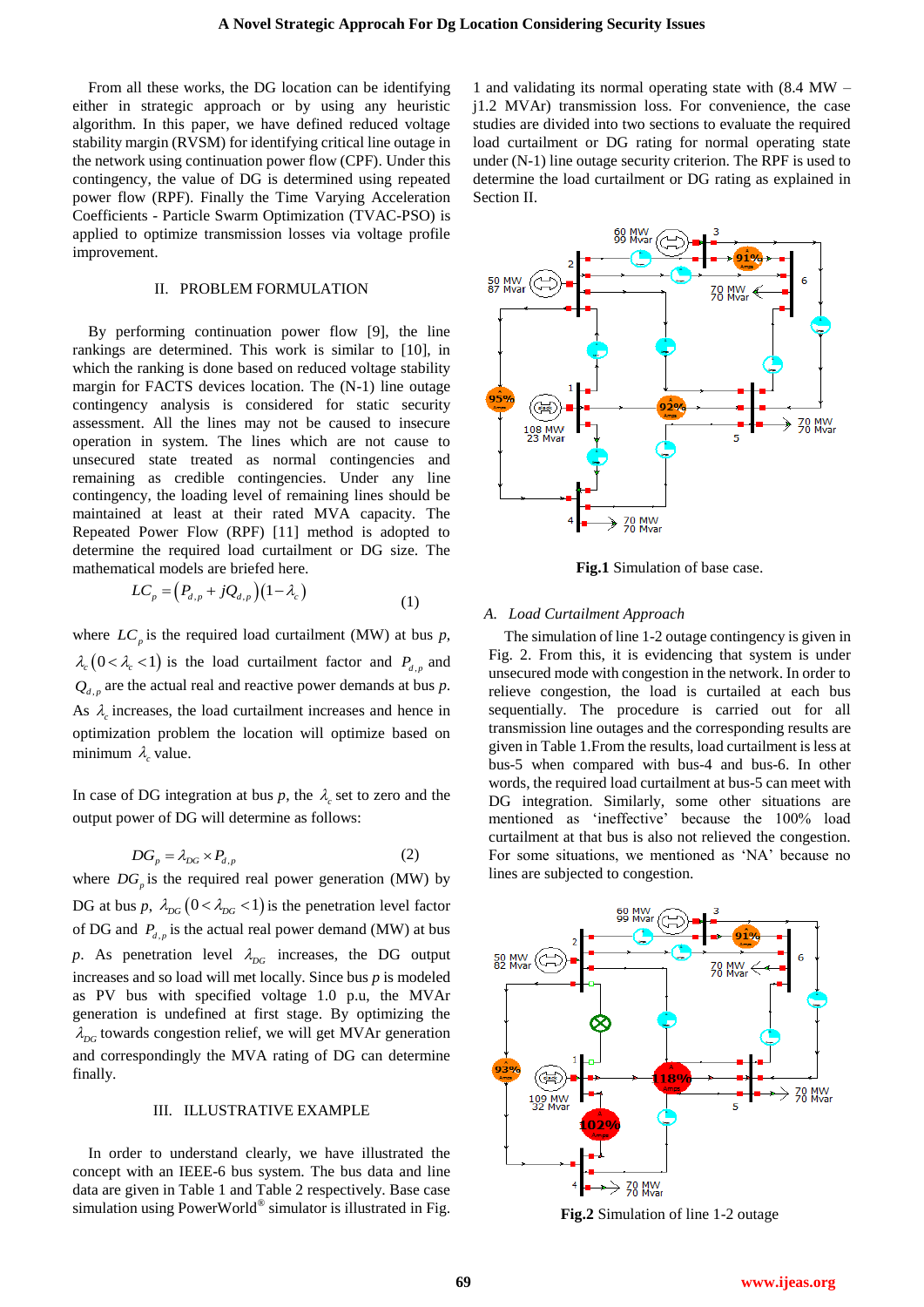From all these works, the DG location can be identifying either in strategic approach or by using any heuristic algorithm. In this paper, we have defined reduced voltage stability margin (RVSM) for identifying critical line outage in the network using continuation power flow (CPF). Under this contingency, the value of DG is determined using repeated power flow (RPF). Finally the Time Varying Acceleration Coefficients - Particle Swarm Optimization (TVAC-PSO) is applied to optimize transmission losses via voltage profile improvement.

## II. PROBLEM FORMULATION

By performing continuation power flow [9], the line rankings are determined. This work is similar to [10], in which the ranking is done based on reduced voltage stability margin for FACTS devices location. The (N-1) line outage contingency analysis is considered for static security assessment. All the lines may not be caused to insecure operation in system. The lines which are not cause to unsecured state treated as normal contingencies and remaining as credible contingencies. Under any line contingency, the loading level of remaining lines should be maintained at least at their rated MVA capacity. The Repeated Power Flow (RPF) [11] method is adopted to determine the required load curtailment or DG size. The mathematical models are briefed here.

$$LC_p = \left(P_{d,p} + jQ_{d,p}\right)\left(1-\lambda_c\right) \qquad (1)$$

where $LC_p$ is the required load curtailment (MW) at bus *p*, $\lambda_c \left(0<\lambda_c<1\right)$ is the load curtailment factor and $P_{d,p}$ and $Q_{d,p}$ are the actual real and reactive power demands at bus *p*. As $\lambda_c$ increases, the load curtailment increases and hence in optimization problem the location will optimize based on minimum $\lambda_c$ value.

In case of DG integration at bus *p*, the $\lambda_c$ set to zero and the output power of DG will determine as follows:

$$DG_p = \lambda_{DG} \times P_{d,p} \qquad (2)$$

where $DG_p$ is the required real power generation (MW) by DG at bus *p*, $\lambda_{DG} \left(0<\lambda_{DG}<1\right)$ is the penetration level factor of DG and $P_{d,p}$ is the actual real power demand (MW) at bus *p*. As penetration level $\lambda_{DG}$ increases, the DG output increases and so load will met locally. Since bus *p* is modeled as PV bus with specified voltage 1.0 p.u, the MVAr generation is undefined at first stage. By optimizing the $\lambda_{DG}$ towards congestion relief, we will get MVAr generation and correspondingly the MVA rating of DG can determine finally.

## III. ILLUSTRATIVE EXAMPLE

In order to understand clearly, we have illustrated the concept with an IEEE-6 bus system. The bus data and line data are given in Table 1 and Table 2 respectively. Base case simulation using PowerWorld® simulator is illustrated in Fig. 1 and validating its normal operating state with (8.4 MW – j1.2 MVAr) transmission loss. For convenience, the case studies are divided into two sections to evaluate the required load curtailment or DG rating for normal operating state under (N-1) line outage security criterion. The RPF is used to determine the load curtailment or DG rating as explained in Section II.

**Fig.1** Simulation of base case.

### A. Load Curtailment Approach

The simulation of line 1-2 outage contingency is given in Fig. 2. From this, it is evidencing that system is under unsecured mode with congestion in the network. In order to relieve congestion, the load is curtailed at each bus sequentially. The procedure is carried out for all transmission line outages and the corresponding results are given in Table 1.From the results, load curtailment is less at bus-5 when compared with bus-4 and bus-6. In other words, the required load curtailment at bus-5 can meet with DG integration. Similarly, some other situations are mentioned as 'ineffective' because the 100% load curtailment at that bus is also not relieved the congestion. For some situations, we mentioned as 'NA' because no lines are subjected to congestion.

**Fig.2** Simulation of line 1-2 outage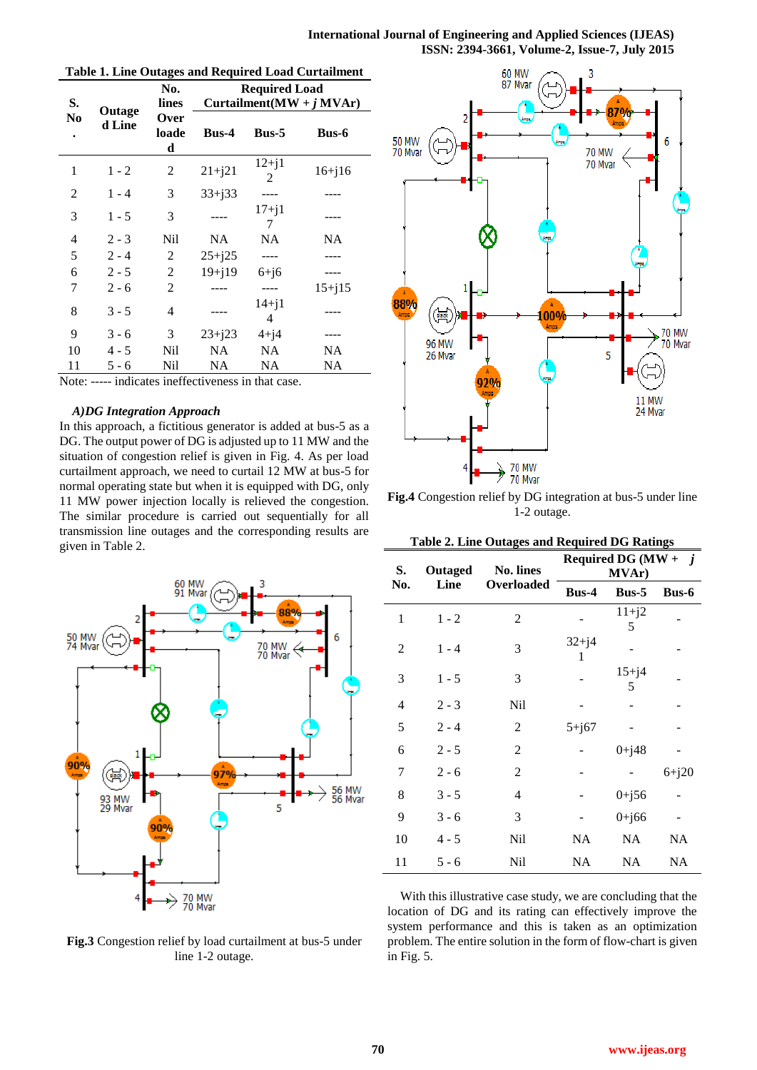**Table 1. Line Outages and Required Load Curtailment**

| S. No. | Outaged Line | No. lines Overloaded | Required Load Curtailment(MW + *j* MVAr) | | |
|---|---|---|---|---|---|
| | | | Bus-4 | Bus-5 | Bus-6 |
| 1 | 1 - 2 | 2 | 21+j21 | 12+j12 | 16+j16 |
| 2 | 1 - 4 | 3 | 33+j33 | ---- | ---- |
| 3 | 1 - 5 | 3 | ---- | 17+j17 | ---- |
| 4 | 2 - 3 | Nil | NA | NA | NA |
| 5 | 2 - 4 | 2 | 25+j25 | ---- | ---- |
| 6 | 2 - 5 | 2 | 19+j19 | 6+j6 | ---- |
| 7 | 2 - 6 | 2 | ---- | ---- | 15+j15 |
| 8 | 3 - 5 | 4 | ---- | 14+j14 | ---- |
| 9 | 3 - 6 | 3 | 23+j23 | 4+j4 | ---- |
| 10 | 4 - 5 | Nil | NA | NA | NA |
| 11 | 5 - 6 | Nil | NA | NA | NA |

Note: ----- indicates ineffectiveness in that case.

### *A)DG Integration Approach*

In this approach, a fictitious generator is added at bus-5 as a DG. The output power of DG is adjusted up to 11 MW and the situation of congestion relief is given in Fig. 4. As per load curtailment approach, we need to curtail 12 MW at bus-5 for normal operating state but when it is equipped with DG, only 11 MW power injection locally is relieved the congestion. The similar procedure is carried out sequentially for all transmission line outages and the corresponding results are given in Table 2.

**Fig.3** Congestion relief by load curtailment at bus-5 under line 1-2 outage.

**Fig.4** Congestion relief by DG integration at bus-5 under line 1-2 outage.

**Table 2. Line Outages and Required DG Ratings**

| S. No. | Outaged Line | No. lines Overloaded | Required DG (MW + *j* MVAr) | | |
|---|---|---|---|---|---|
| | | | Bus-4 | Bus-5 | Bus-6 |
| 1 | 1 - 2 | 2 | - | 11+j25 | - |
| 2 | 1 - 4 | 3 | 32+j41 | - | - |
| 3 | 1 - 5 | 3 | - | 15+j45 | - |
| 4 | 2 - 3 | Nil | - | - | - |
| 5 | 2 - 4 | 2 | 5+j67 | - | - |
| 6 | 2 - 5 | 2 | - | 0+j48 | - |
| 7 | 2 - 6 | 2 | - | - | 6+j20 |
| 8 | 3 - 5 | 4 | - | 0+j56 | - |
| 9 | 3 - 6 | 3 | - | 0+j66 | - |
| 10 | 4 - 5 | Nil | NA | NA | NA |
| 11 | 5 - 6 | Nil | NA | NA | NA |

With this illustrative case study, we are concluding that the location of DG and its rating can effectively improve the system performance and this is taken as an optimization problem. The entire solution in the form of flow-chart is given in Fig. 5.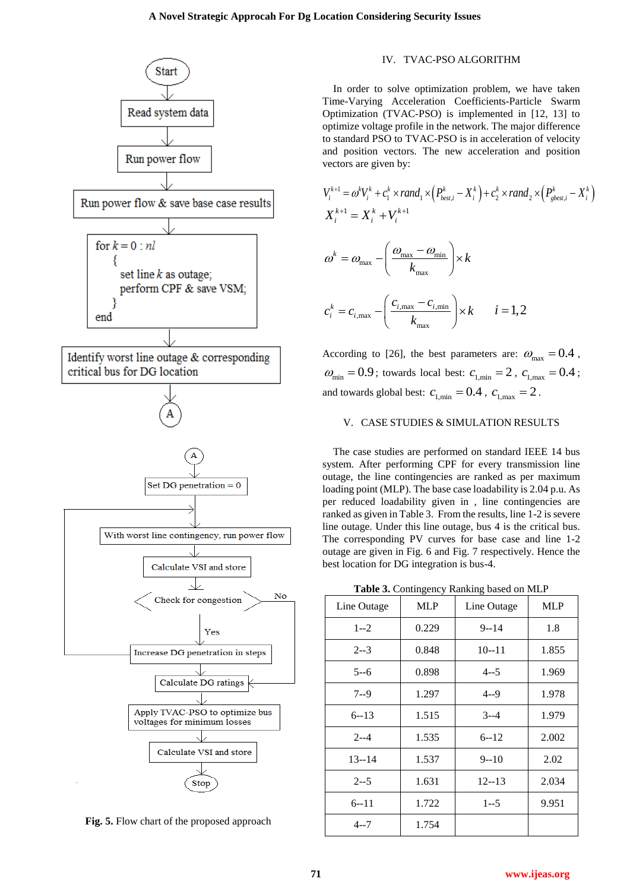Fig. **5.** Flow chart of the proposed approach

## IV. TVAC-PSO ALGORITHM

In order to solve optimization problem, we have taken Time-Varying Acceleration Coefficients-Particle Swarm Optimization (TVAC-PSO) is implemented in [12, 13] to optimize voltage profile in the network. The major difference to standard PSO to TVAC-PSO is in acceleration of velocity and position vectors. The new acceleration and position vectors are given by:

$$V_i^{k+1} = \omega^k V_i^k + c_1^k \times rand_1 \times \left(P_{best,i}^k - X_i^k\right) + c_2^k \times rand_2 \times \left(P_{gbest,i}^k - X_i^k\right)$$

$$X_i^{k+1} = X_i^k + V_i^{k+1}$$

$$\omega^k = \omega_{\max} - \left(\frac{\omega_{\max} - \omega_{\min}}{k_{\max}}\right) \times k$$

$$c_i^k = c_{i,\max} - \left(\frac{c_{i,\max} - c_{i,\min}}{k_{\max}}\right) \times k \qquad i = 1,2$$

According to [26], the best parameters are: $\omega_{\max} = 0.4$, $\omega_{\min} = 0.9$; towards local best: $c_{1,\min} = 2$, $c_{1,\max} = 0.4$; and towards global best: $c_{1,\min} = 0.4$, $c_{1,\max} = 2$.

## V. CASE STUDIES & SIMULATION RESULTS

The case studies are performed on standard IEEE 14 bus system. After performing CPF for every transmission line outage, the line contingencies are ranked as per maximum loading point (MLP). The base case loadability is 2.04 p.u. As per reduced loadability given in , line contingencies are ranked as given in Table 3. From the results, line 1-2 is severe line outage. Under this line outage, bus 4 is the critical bus. The corresponding PV curves for base case and line 1-2 outage are given in Fig. 6 and Fig. 7 respectively. Hence the best location for DG integration is bus-4.

**Table 3.** Contingency Ranking based on MLP

| Line Outage | MLP | Line Outage | MLP |
|---|---|---|---|
| 1--2 | 0.229 | 9--14 | 1.8 |
| 2--3 | 0.848 | 10--11 | 1.855 |
| 5--6 | 0.898 | 4--5 | 1.969 |
| 7--9 | 1.297 | 4--9 | 1.978 |
| 6--13 | 1.515 | 3--4 | 1.979 |
| 2--4 | 1.535 | 6--12 | 2.002 |
| 13--14 | 1.537 | 9--10 | 2.02 |
| 2--5 | 1.631 | 12--13 | 2.034 |
| 6--11 | 1.722 | 1--5 | 9.951 |
| 4--7 | 1.754 | | |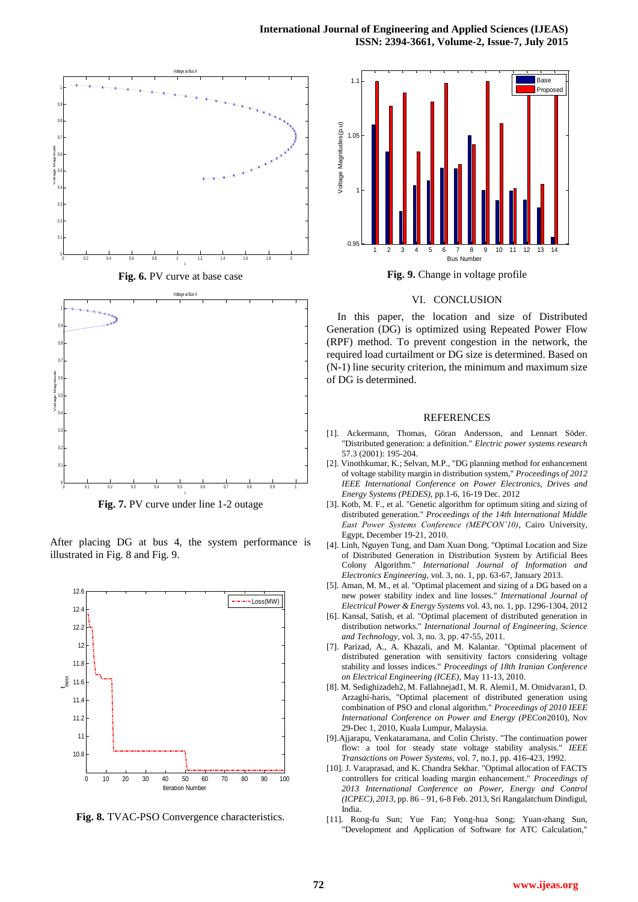**Fig. 6.** PV curve at base case

**Fig. 7.** PV curve under line 1-2 outage

After placing DG at bus 4, the system performance is illustrated in Fig. 8 and Fig. 9.

**Fig. 8.** TVAC-PSO Convergence characteristics.

**Fig. 9.** Change in voltage profile

## VI. CONCLUSION

In this paper, the location and size of Distributed Generation (DG) is optimized using Repeated Power Flow (RPF) method. To prevent congestion in the network, the required load curtailment or DG size is determined. Based on (N-1) line security criterion, the minimum and maximum size of DG is determined.

## REFERENCES

[1]. Ackermann, Thomas, Göran Andersson, and Lennart Söder. "Distributed generation: a definition." *Electric power systems research* 57.3 (2001): 195-204.

[2]. Vinothkumar, K.; Selvan, M.P., "DG planning method for enhancement of voltage stability margin in distribution system," *Proceedings of 2012 IEEE International Conference on Power Electronics, Drives and Energy Systems (PEDES)*, pp.1-6, 16-19 Dec. 2012

[3]. Kotb, M. F., et al. "Genetic algorithm for optimum siting and sizing of distributed generation." *Proceedings of the 14th International Middle East Power Systems Conference (MEPCON'10)*, Cairo University, Egypt, December 19-21, 2010.

[4]. Linh, Nguyen Tung, and Dam Xuan Dong. "Optimal Location and Size of Distributed Generation in Distribution System by Artificial Bees Colony Algorithm." *International Journal of Information and Electronics Engineering*, vol. 3, no. 1, pp. 63-67, January 2013.

[5]. Aman, M. M., et al. "Optimal placement and sizing of a DG based on a new power stability index and line losses." *International Journal of Electrical Power & Energy Systems* vol. 43, no. 1, pp. 1296-1304, 2012

[6]. Kansal, Satish, et al. "Optimal placement of distributed generation in distribution networks." *International Journal of Engineering, Science and Technology*, vol. 3, no. 3, pp. 47-55, 2011.

[7]. Parizad, A., A. Khazali, and M. Kalantar. "Optimal placement of distributed generation with sensitivity factors considering voltage stability and losses indices." *Proceedings of 18th Iranian Conference on Electrical Engineering (ICEE)*, May 11-13, 2010.

[8]. M. Sedighizadeh2, M. Fallahnejad1, M. R. Alemi1, M. Omidvaran1, D. Arzaghi-haris, "Optimal placement of distributed generation using combination of PSO and clonal algorithm." *Proceedings of 2010 IEEE International Conference on Power and Energy (PECon*2010), Nov 29-Dec 1, 2010, Kuala Lumpur, Malaysia.

[9]. Ajjarapu, Venkataramana, and Colin Christy. "The continuation power flow: a tool for steady state voltage stability analysis." *IEEE Transactions on Power Systems*, vol. 7, no.1, pp. 416-423, 1992.

[10]. J. Varaprasad, and K. Chandra Sekhar. "Optimal allocation of FACTS controllers for critical loading margin enhancement." *Proceedings of 2013 International Conference on Power, Energy and Control (ICPEC), 2013*, pp. 86 – 91, 6-8 Feb. 2013, Sri Rangalatchum Dindigul, India.

[11]. Rong-fu Sun; Yue Fan; Yong-hua Song; Yuan-zhang Sun, "Development and Application of Software for ATC Calculation,"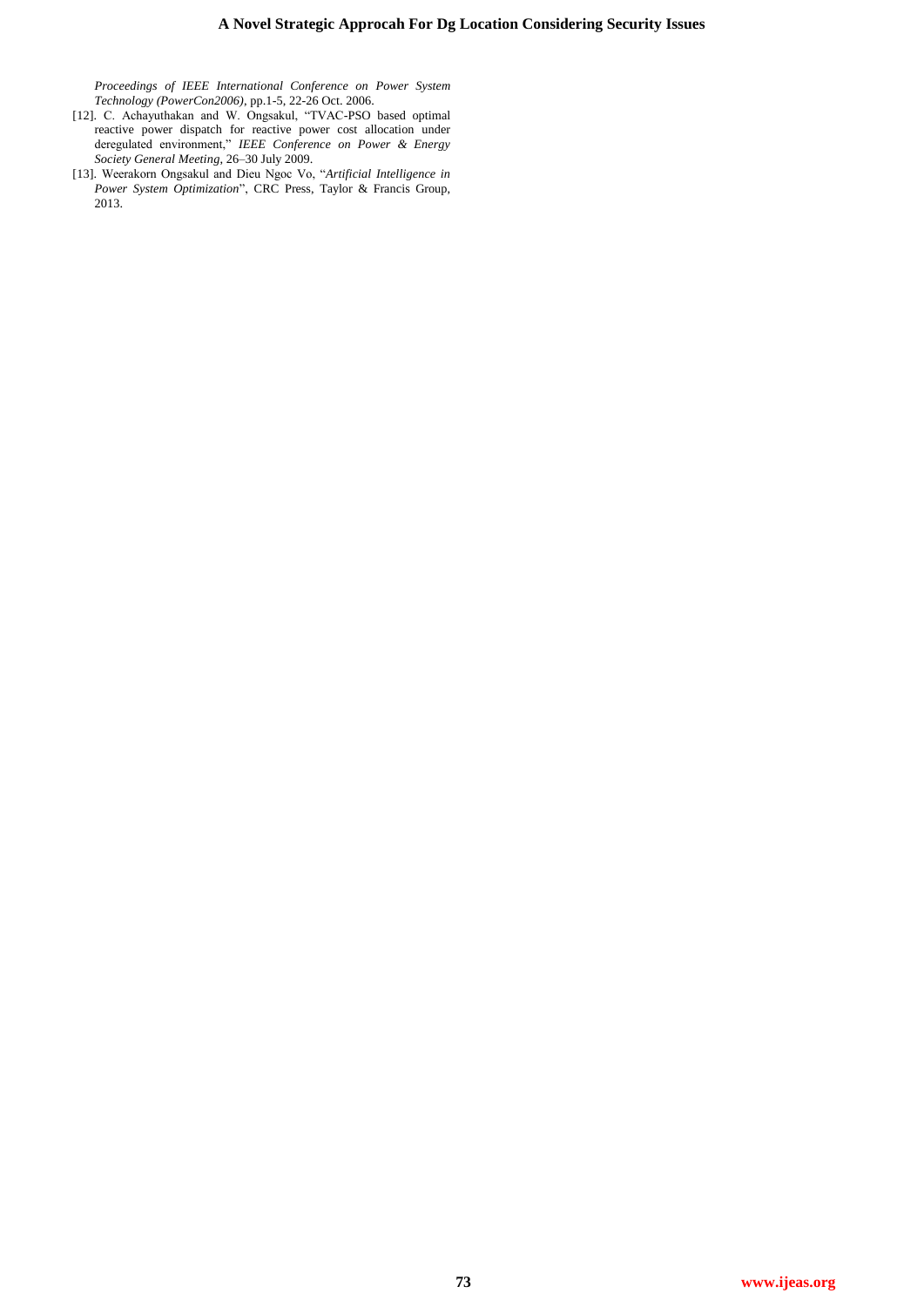*Proceedings of IEEE International Conference on Power System Technology (PowerCon2006)*, pp.1-5, 22-26 Oct. 2006.

[12]. C. Achayuthakan and W. Ongsakul, "TVAC-PSO based optimal reactive power dispatch for reactive power cost allocation under deregulated environment," *IEEE Conference on Power & Energy Society General Meeting*, 26–30 July 2009.

[13]. Weerakorn Ongsakul and Dieu Ngoc Vo, "*Artificial Intelligence in Power System Optimization*", CRC Press, Taylor & Francis Group, 2013.